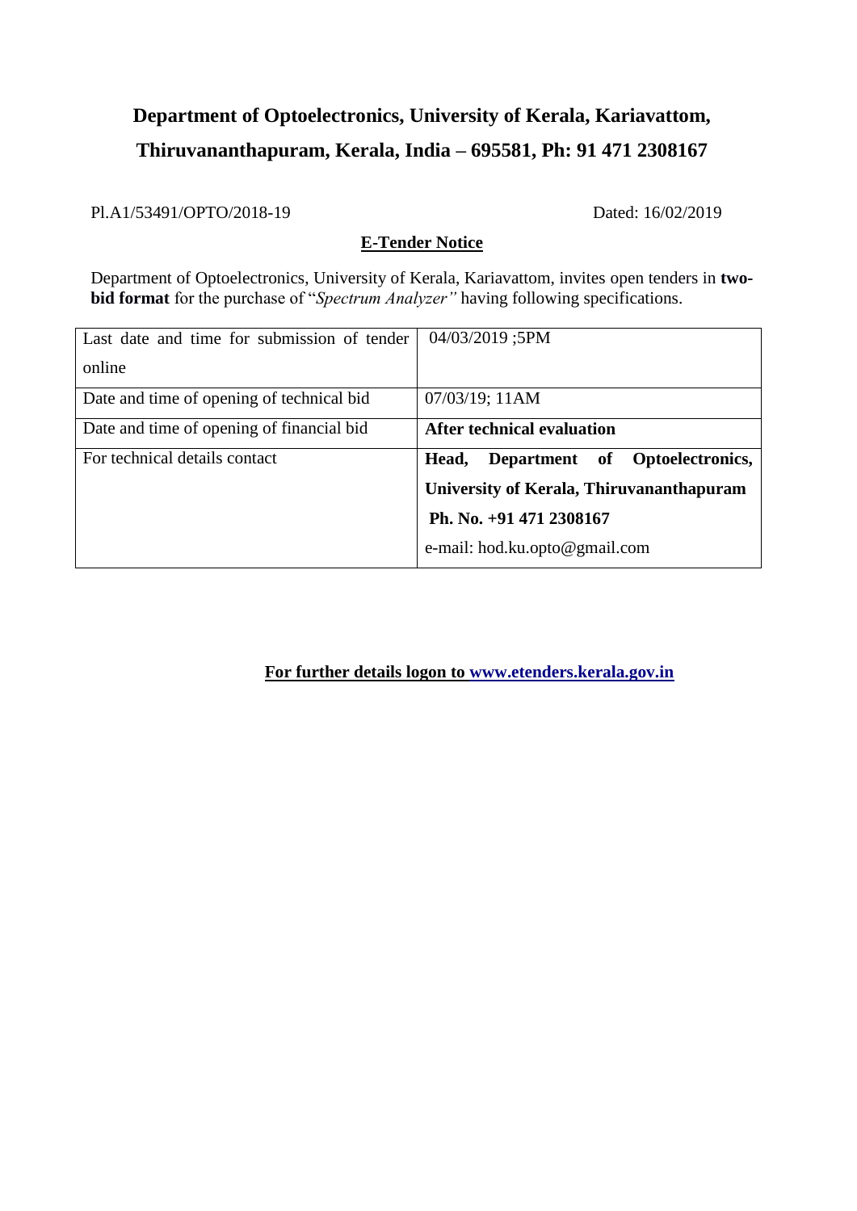# Department of Optoelectronics, University of Kerala, Kariavattom, Thiruvananthapuram, Kerala, India – 695581, Ph: 91 471 2308167

Pl.A1/53491/OPTO/2018-19 Dated: 16/02/2019

## E-Tender Notice

Department of Optoelectronics, University of Kerala, Kariavattom, invites open tenders in **two-bid format** for the purchase of "*Spectrum Analyzer"* having following specifications.

| | |
|---|---|
| Last date and time for submission of tender online | 04/03/2019 ;5PM |
| Date and time of opening of technical bid | 07/03/19; 11AM |
| Date and time of opening of financial bid | **After technical evaluation** |
| For technical details contact | **Head, Department of Optoelectronics, University of Kerala, Thiruvananthapuram**<br>**Ph. No. +91 471 2308167**<br>e-mail: hod.ku.opto@gmail.com |

**For further details logon to www.etenders.kerala.gov.in**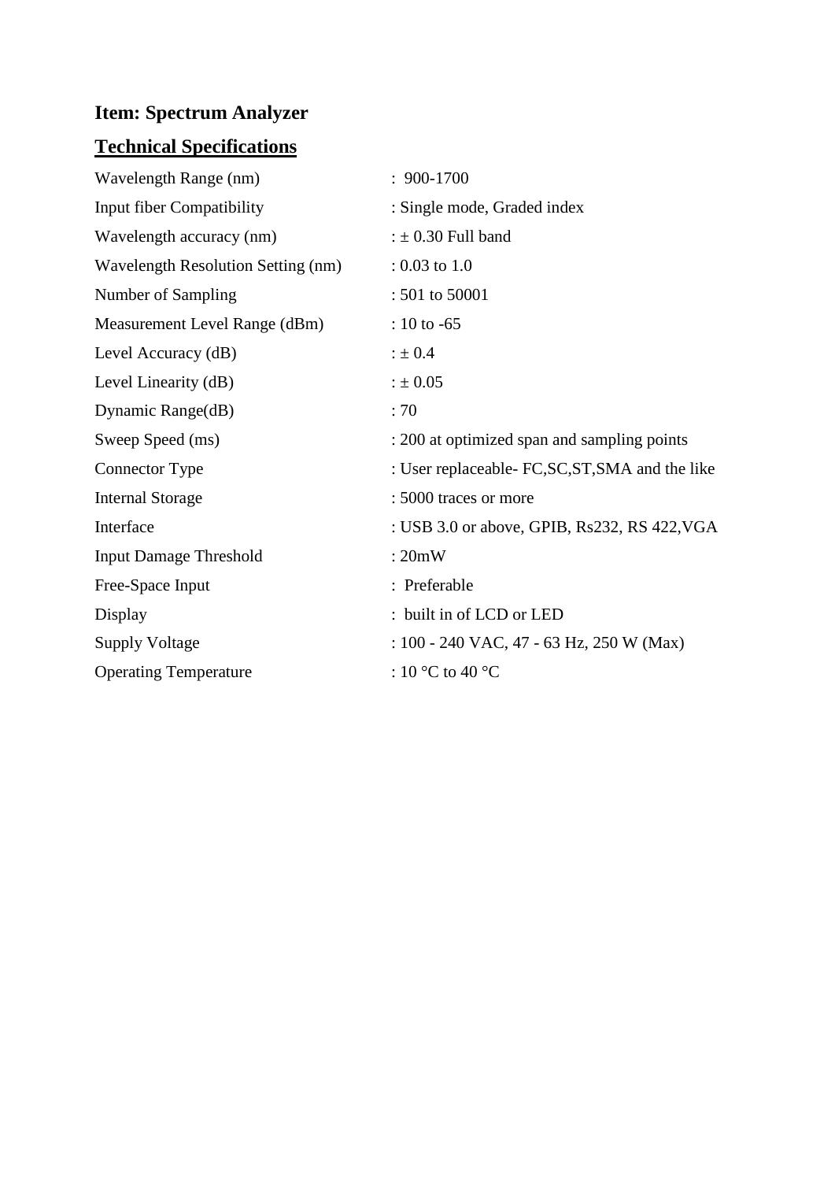## Item: Spectrum Analyzer

## Technical Specifications

| | |
|---|---|
| Wavelength Range (nm) | : 900-1700 |
| Input fiber Compatibility | : Single mode, Graded index |
| Wavelength accuracy (nm) | : ± 0.30 Full band |
| Wavelength Resolution Setting (nm) | : 0.03 to 1.0 |
| Number of Sampling | : 501 to 50001 |
| Measurement Level Range (dBm) | : 10 to -65 |
| Level Accuracy (dB) | : ± 0.4 |
| Level Linearity (dB) | : ± 0.05 |
| Dynamic Range(dB) | : 70 |
| Sweep Speed (ms) | : 200 at optimized span and sampling points |
| Connector Type | : User replaceable- FC,SC,ST,SMA and the like |
| Internal Storage | : 5000 traces or more |
| Interface | : USB 3.0 or above, GPIB, Rs232, RS 422,VGA |
| Input Damage Threshold | : 20mW |
| Free-Space Input | : Preferable |
| Display | : built in of LCD or LED |
| Supply Voltage | : 100 - 240 VAC, 47 - 63 Hz, 250 W (Max) |
| Operating Temperature | : 10 °C to 40 °C |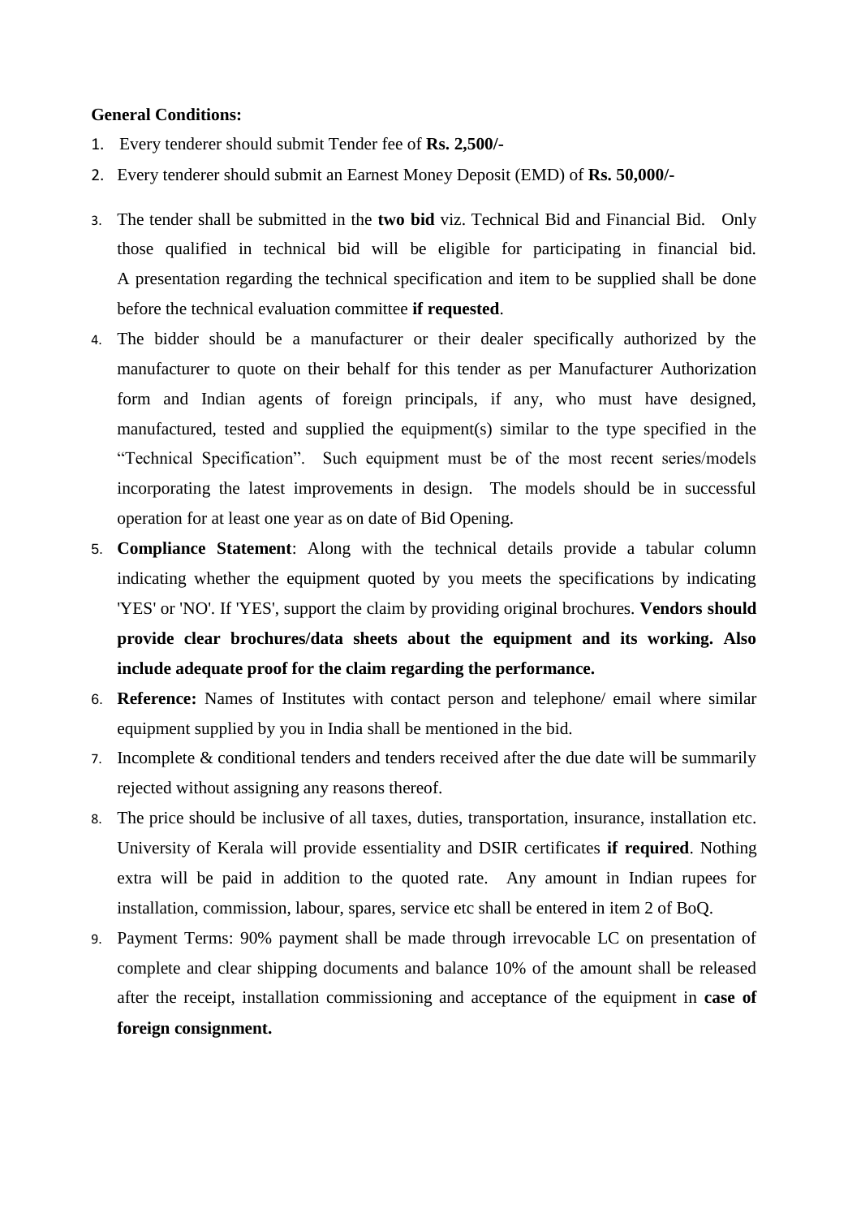**General Conditions:**

1. Every tenderer should submit Tender fee of **Rs. 2,500/-**
2. Every tenderer should submit an Earnest Money Deposit (EMD) of **Rs. 50,000/-**
3. The tender shall be submitted in the **two bid** viz. Technical Bid and Financial Bid. Only those qualified in technical bid will be eligible for participating in financial bid. A presentation regarding the technical specification and item to be supplied shall be done before the technical evaluation committee **if requested**.
4. The bidder should be a manufacturer or their dealer specifically authorized by the manufacturer to quote on their behalf for this tender as per Manufacturer Authorization form and Indian agents of foreign principals, if any, who must have designed, manufactured, tested and supplied the equipment(s) similar to the type specified in the "Technical Specification". Such equipment must be of the most recent series/models incorporating the latest improvements in design. The models should be in successful operation for at least one year as on date of Bid Opening.
5. **Compliance Statement**: Along with the technical details provide a tabular column indicating whether the equipment quoted by you meets the specifications by indicating 'YES' or 'NO'. If 'YES', support the claim by providing original brochures. **Vendors should provide clear brochures/data sheets about the equipment and its working. Also include adequate proof for the claim regarding the performance.**
6. **Reference:** Names of Institutes with contact person and telephone/ email where similar equipment supplied by you in India shall be mentioned in the bid.
7. Incomplete & conditional tenders and tenders received after the due date will be summarily rejected without assigning any reasons thereof.
8. The price should be inclusive of all taxes, duties, transportation, insurance, installation etc. University of Kerala will provide essentiality and DSIR certificates **if required**. Nothing extra will be paid in addition to the quoted rate. Any amount in Indian rupees for installation, commission, labour, spares, service etc shall be entered in item 2 of BoQ.
9. Payment Terms: 90% payment shall be made through irrevocable LC on presentation of complete and clear shipping documents and balance 10% of the amount shall be released after the receipt, installation commissioning and acceptance of the equipment in **case of foreign consignment.**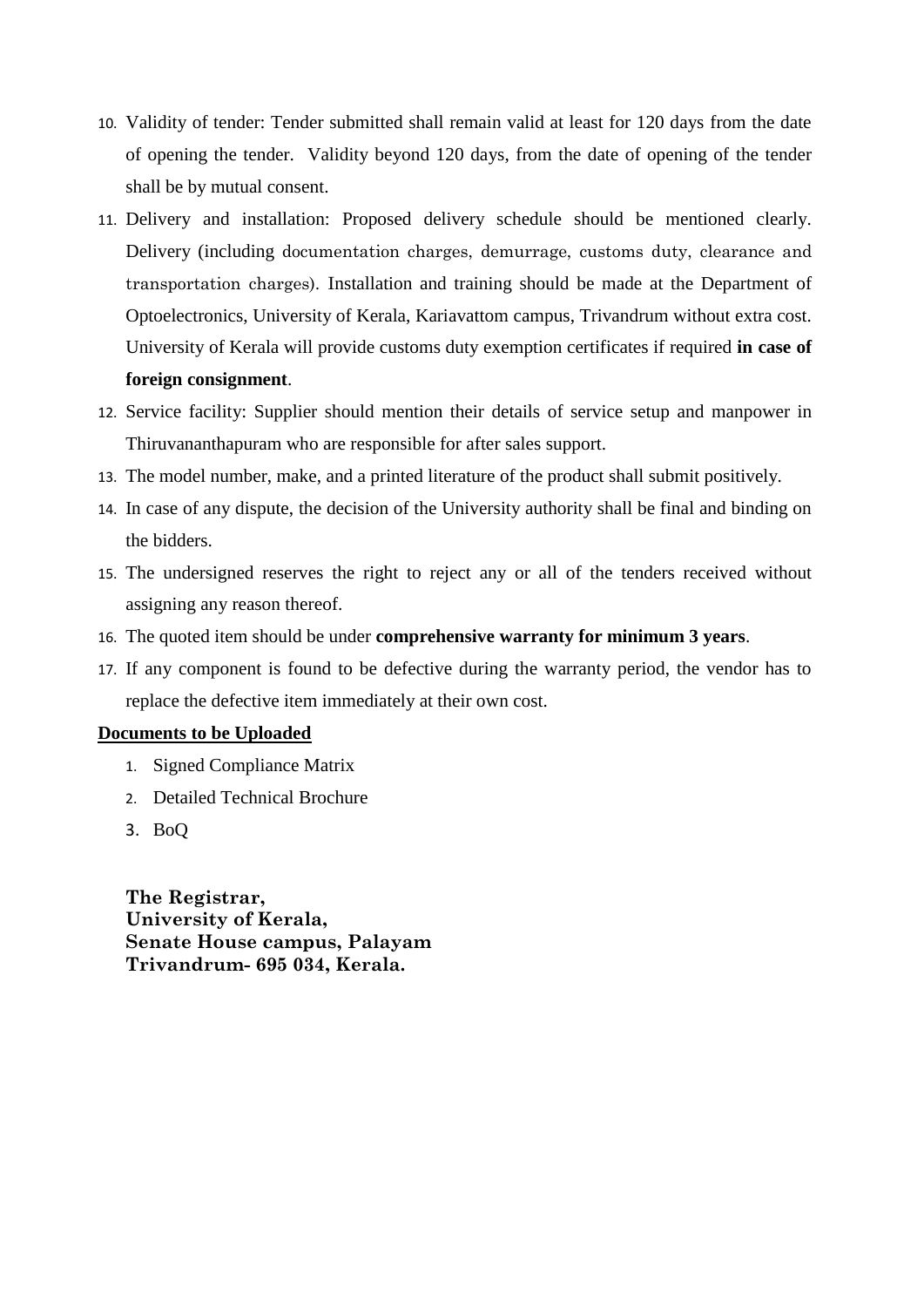10. Validity of tender: Tender submitted shall remain valid at least for 120 days from the date of opening the tender. Validity beyond 120 days, from the date of opening of the tender shall be by mutual consent.
11. Delivery and installation: Proposed delivery schedule should be mentioned clearly. Delivery (including documentation charges, demurrage, customs duty, clearance and transportation charges). Installation and training should be made at the Department of Optoelectronics, University of Kerala, Kariavattom campus, Trivandrum without extra cost. University of Kerala will provide customs duty exemption certificates if required **in case of foreign consignment**.
12. Service facility: Supplier should mention their details of service setup and manpower in Thiruvananthapuram who are responsible for after sales support.
13. The model number, make, and a printed literature of the product shall submit positively.
14. In case of any dispute, the decision of the University authority shall be final and binding on the bidders.
15. The undersigned reserves the right to reject any or all of the tenders received without assigning any reason thereof.
16. The quoted item should be under **comprehensive warranty for minimum 3 years**.
17. If any component is found to be defective during the warranty period, the vendor has to replace the defective item immediately at their own cost.

**Documents to be Uploaded**

1. Signed Compliance Matrix
2. Detailed Technical Brochure
3. BoQ

**The Registrar,**
**University of Kerala,**
**Senate House campus, Palayam**
**Trivandrum- 695 034, Kerala.**